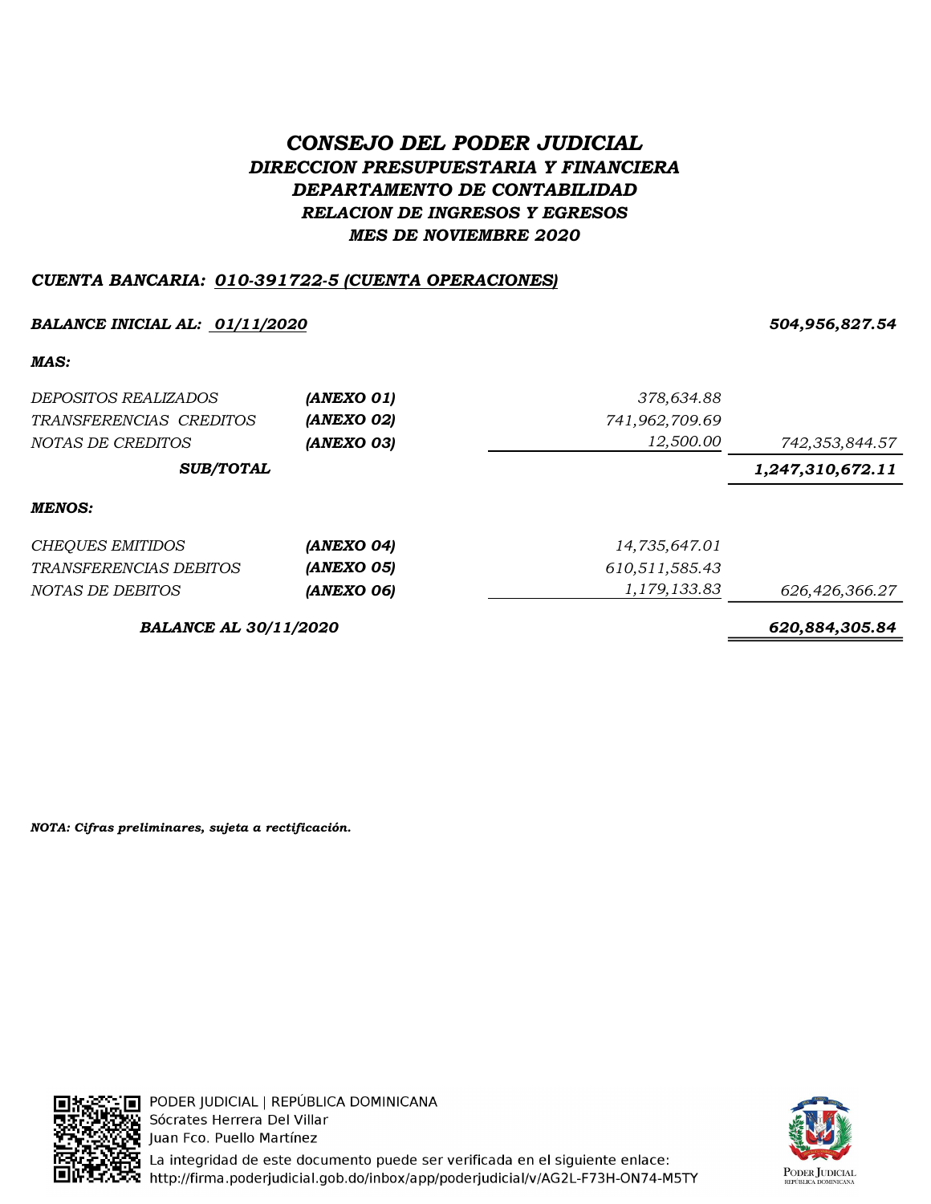# *CONSEJO DEL PODER JUDICIAL*

## *DIRECCION PRESUPUESTARIA Y FINANCIERA*

### *DEPARTAMENTO DE CONTABILIDAD*

### *RELACION DE INGRESOS Y EGRESOS*

### *MES DE NOVIEMBRE 2020*

***CUENTA BANCARIA: 010-391722-5 (CUENTA OPERACIONES)***

| | | | |
|---|---|---|---|
| ***BALANCE INICIAL AL: 01/11/2020*** | | | ***504,956,827.54*** |
| ***MAS:*** | | | |
| *DEPOSITOS REALIZADOS* | ***(ANEXO 01)*** | *378,634.88* | |
| *TRANSFERENCIAS CREDITOS* | ***(ANEXO 02)*** | *741,962,709.69* | |
| *NOTAS DE CREDITOS* | ***(ANEXO 03)*** | *12,500.00* | *742,353,844.57* |
| ***SUB/TOTAL*** | | | ***1,247,310,672.11*** |
| ***MENOS:*** | | | |
| *CHEQUES EMITIDOS* | ***(ANEXO 04)*** | *14,735,647.01* | |
| *TRANSFERENCIAS DEBITOS* | ***(ANEXO 05)*** | *610,511,585.43* | |
| *NOTAS DE DEBITOS* | ***(ANEXO 06)*** | *1,179,133.83* | *626,426,366.27* |
| ***BALANCE AL 30/11/2020*** | | | ***620,884,305.84*** |

***NOTA: Cifras preliminares, sujeta a rectificación.***

PODER JUDICIAL | REPÚBLICA DOMINICANA
Sócrates Herrera Del Villar
Juan Fco. Puello Martínez
La integridad de este documento puede ser verificada en el siguiente enlace:
http://firma.poderjudicial.gob.do/inbox/app/poderjudicial/v/AG2L-F73H-ON74-M5TY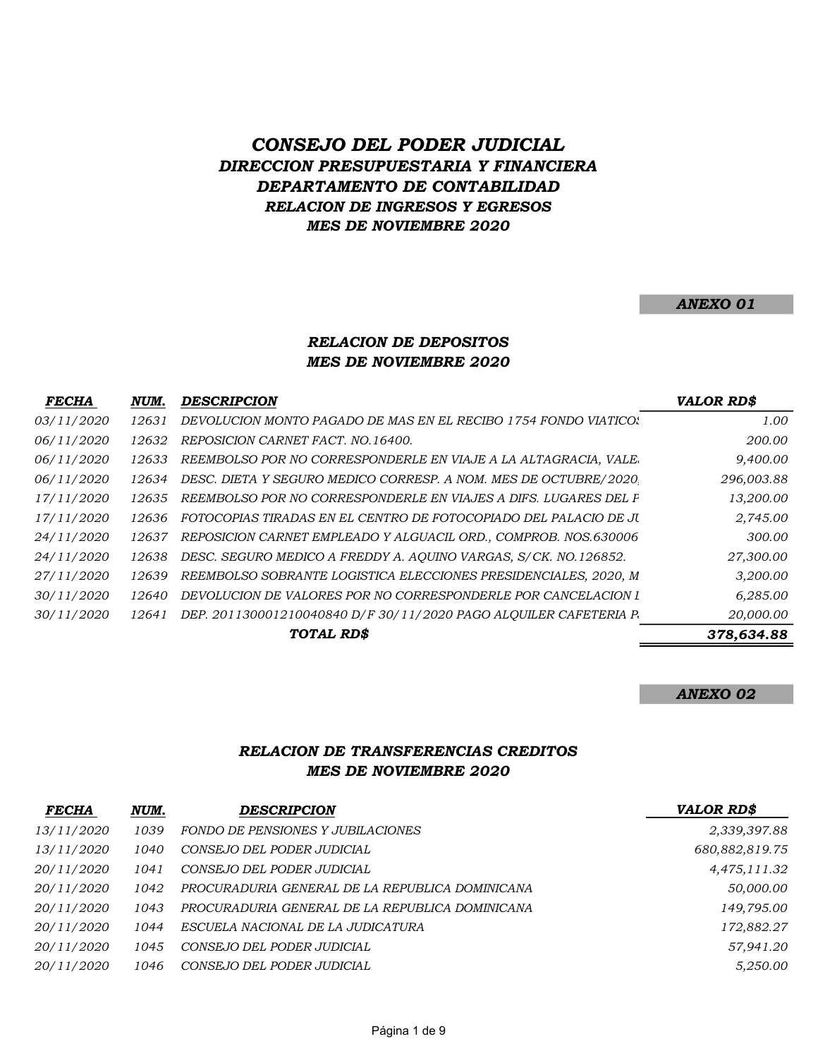# *CONSEJO DEL PODER JUDICIAL*

## *DIRECCION PRESUPUESTARIA Y FINANCIERA*

## *DEPARTAMENTO DE CONTABILIDAD*

### *RELACION DE INGRESOS Y EGRESOS*

### *MES DE NOVIEMBRE 2020*

***ANEXO 01***

### *RELACION DE DEPOSITOS*
### *MES DE NOVIEMBRE 2020*

| *FECHA* | *NUM.* | *DESCRIPCION* | *VALOR RD$* |
|---|---|---|---|
| *03/11/2020* | *12631* | *DEVOLUCION MONTO PAGADO DE MAS EN EL RECIBO 1754 FONDO VIATICOS* | *1.00* |
| *06/11/2020* | *12632* | *REPOSICION CARNET FACT. NO.16400.* | *200.00* |
| *06/11/2020* | *12633* | *REEMBOLSO POR NO CORRESPONDERLE EN VIAJE A LA ALTAGRACIA, VALE* | *9,400.00* |
| *06/11/2020* | *12634* | *DESC. DIETA Y SEGURO MEDICO CORRESP. A NOM. MES DE OCTUBRE/2020,* | *296,003.88* |
| *17/11/2020* | *12635* | *REEMBOLSO POR NO CORRESPONDERLE EN VIAJES A DIFS. LUGARES DEL P* | *13,200.00* |
| *17/11/2020* | *12636* | *FOTOCOPIAS TIRADAS EN EL CENTRO DE FOTOCOPIADO DEL PALACIO DE JU* | *2,745.00* |
| *24/11/2020* | *12637* | *REPOSICION CARNET EMPLEADO Y ALGUACIL ORD., COMPROB. NOS.630006* | *300.00* |
| *24/11/2020* | *12638* | *DESC. SEGURO MEDICO A FREDDY A. AQUINO VARGAS, S/CK. NO.126852.* | *27,300.00* |
| *27/11/2020* | *12639* | *REEMBOLSO SOBRANTE LOGISTICA ELECCIONES PRESIDENCIALES, 2020, M* | *3,200.00* |
| *30/11/2020* | *12640* | *DEVOLUCION DE VALORES POR NO CORRESPONDERLE POR CANCELACION I* | *6,285.00* |
| *30/11/2020* | *12641* | *DEP. 201130001210040840 D/F 30/11/2020 PAGO ALQUILER CAFETERIA P* | *20,000.00* |
| | | ***TOTAL RD$*** | ***378,634.88*** |

***ANEXO 02***

### *RELACION DE TRANSFERENCIAS CREDITOS*
### *MES DE NOVIEMBRE 2020*

| *FECHA* | *NUM.* | *DESCRIPCION* | *VALOR RD$* |
|---|---|---|---|
| *13/11/2020* | *1039* | *FONDO DE PENSIONES Y JUBILACIONES* | *2,339,397.88* |
| *13/11/2020* | *1040* | *CONSEJO DEL PODER JUDICIAL* | *680,882,819.75* |
| *20/11/2020* | *1041* | *CONSEJO DEL PODER JUDICIAL* | *4,475,111.32* |
| *20/11/2020* | *1042* | *PROCURADURIA GENERAL DE LA REPUBLICA DOMINICANA* | *50,000.00* |
| *20/11/2020* | *1043* | *PROCURADURIA GENERAL DE LA REPUBLICA DOMINICANA* | *149,795.00* |
| *20/11/2020* | *1044* | *ESCUELA NACIONAL DE LA JUDICATURA* | *172,882.27* |
| *20/11/2020* | *1045* | *CONSEJO DEL PODER JUDICIAL* | *57,941.20* |
| *20/11/2020* | *1046* | *CONSEJO DEL PODER JUDICIAL* | *5,250.00* |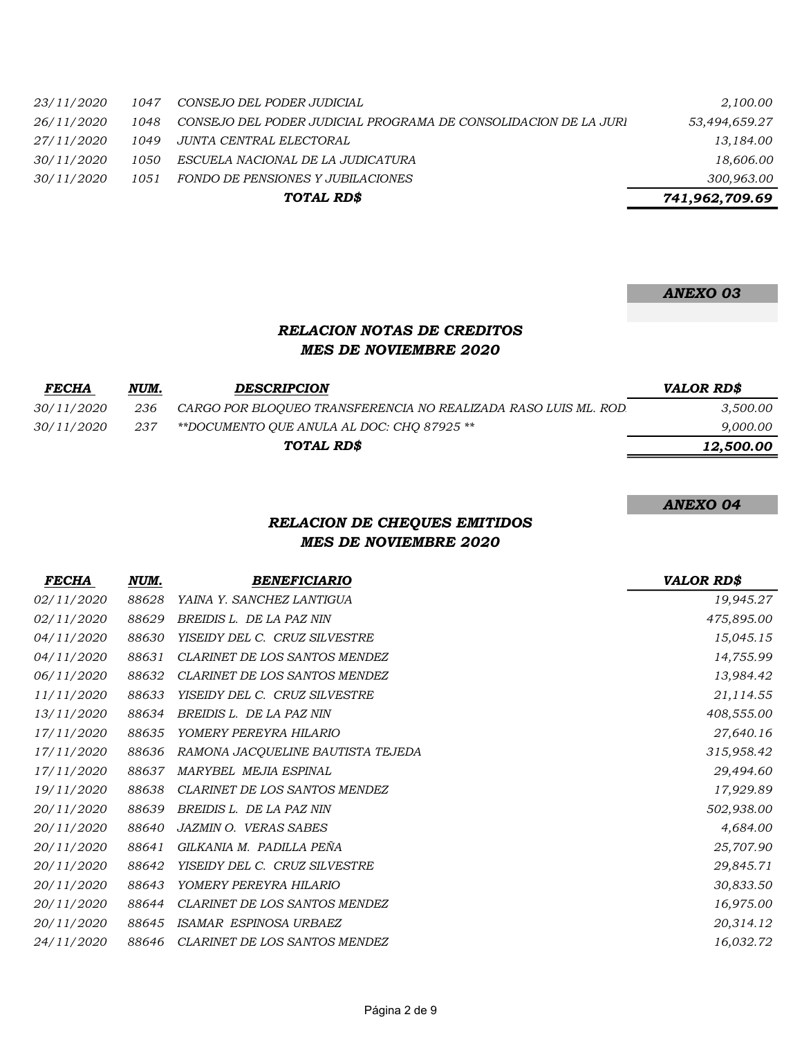| | | | |
|---|---|---|---|
| 23/11/2020 | 1047 | CONSEJO DEL PODER JUDICIAL | 2,100.00 |
| 26/11/2020 | 1048 | CONSEJO DEL PODER JUDICIAL PROGRAMA DE CONSOLIDACION DE LA JURI | 53,494,659.27 |
| 27/11/2020 | 1049 | JUNTA CENTRAL ELECTORAL | 13,184.00 |
| 30/11/2020 | 1050 | ESCUELA NACIONAL DE LA JUDICATURA | 18,606.00 |
| 30/11/2020 | 1051 | FONDO DE PENSIONES Y JUBILACIONES | 300,963.00 |
| | | **TOTAL RD$** | **741,962,709.69** |

***ANEXO 03***

## *RELACION NOTAS DE CREDITOS*
## *MES DE NOVIEMBRE 2020*

| *FECHA* | *NUM.* | *DESCRIPCION* | *VALOR RD$* |
|---|---|---|---|
| 30/11/2020 | 236 | CARGO POR BLOQUEO TRANSFERENCIA NO REALIZADA RASO LUIS ML. ROD | 3,500.00 |
| 30/11/2020 | 237 | **DOCUMENTO QUE ANULA AL DOC: CHQ 87925 ** | 9,000.00 |
| | | **TOTAL RD$** | **12,500.00** |

***ANEXO 04***

## *RELACION DE CHEQUES EMITIDOS*
## *MES DE NOVIEMBRE 2020*

| *FECHA* | *NUM.* | *BENEFICIARIO* | *VALOR RD$* |
|---|---|---|---|
| 02/11/2020 | 88628 | YAINA Y. SANCHEZ LANTIGUA | 19,945.27 |
| 02/11/2020 | 88629 | BREIDIS L. DE LA PAZ NIN | 475,895.00 |
| 04/11/2020 | 88630 | YISEIDY DEL C. CRUZ SILVESTRE | 15,045.15 |
| 04/11/2020 | 88631 | CLARINET DE LOS SANTOS MENDEZ | 14,755.99 |
| 06/11/2020 | 88632 | CLARINET DE LOS SANTOS MENDEZ | 13,984.42 |
| 11/11/2020 | 88633 | YISEIDY DEL C. CRUZ SILVESTRE | 21,114.55 |
| 13/11/2020 | 88634 | BREIDIS L. DE LA PAZ NIN | 408,555.00 |
| 17/11/2020 | 88635 | YOMERY PEREYRA HILARIO | 27,640.16 |
| 17/11/2020 | 88636 | RAMONA JACQUELINE BAUTISTA TEJEDA | 315,958.42 |
| 17/11/2020 | 88637 | MARYBEL MEJIA ESPINAL | 29,494.60 |
| 19/11/2020 | 88638 | CLARINET DE LOS SANTOS MENDEZ | 17,929.89 |
| 20/11/2020 | 88639 | BREIDIS L. DE LA PAZ NIN | 502,938.00 |
| 20/11/2020 | 88640 | JAZMIN O. VERAS SABES | 4,684.00 |
| 20/11/2020 | 88641 | GILKANIA M. PADILLA PEÑA | 25,707.90 |
| 20/11/2020 | 88642 | YISEIDY DEL C. CRUZ SILVESTRE | 29,845.71 |
| 20/11/2020 | 88643 | YOMERY PEREYRA HILARIO | 30,833.50 |
| 20/11/2020 | 88644 | CLARINET DE LOS SANTOS MENDEZ | 16,975.00 |
| 20/11/2020 | 88645 | ISAMAR ESPINOSA URBAEZ | 20,314.12 |
| 24/11/2020 | 88646 | CLARINET DE LOS SANTOS MENDEZ | 16,032.72 |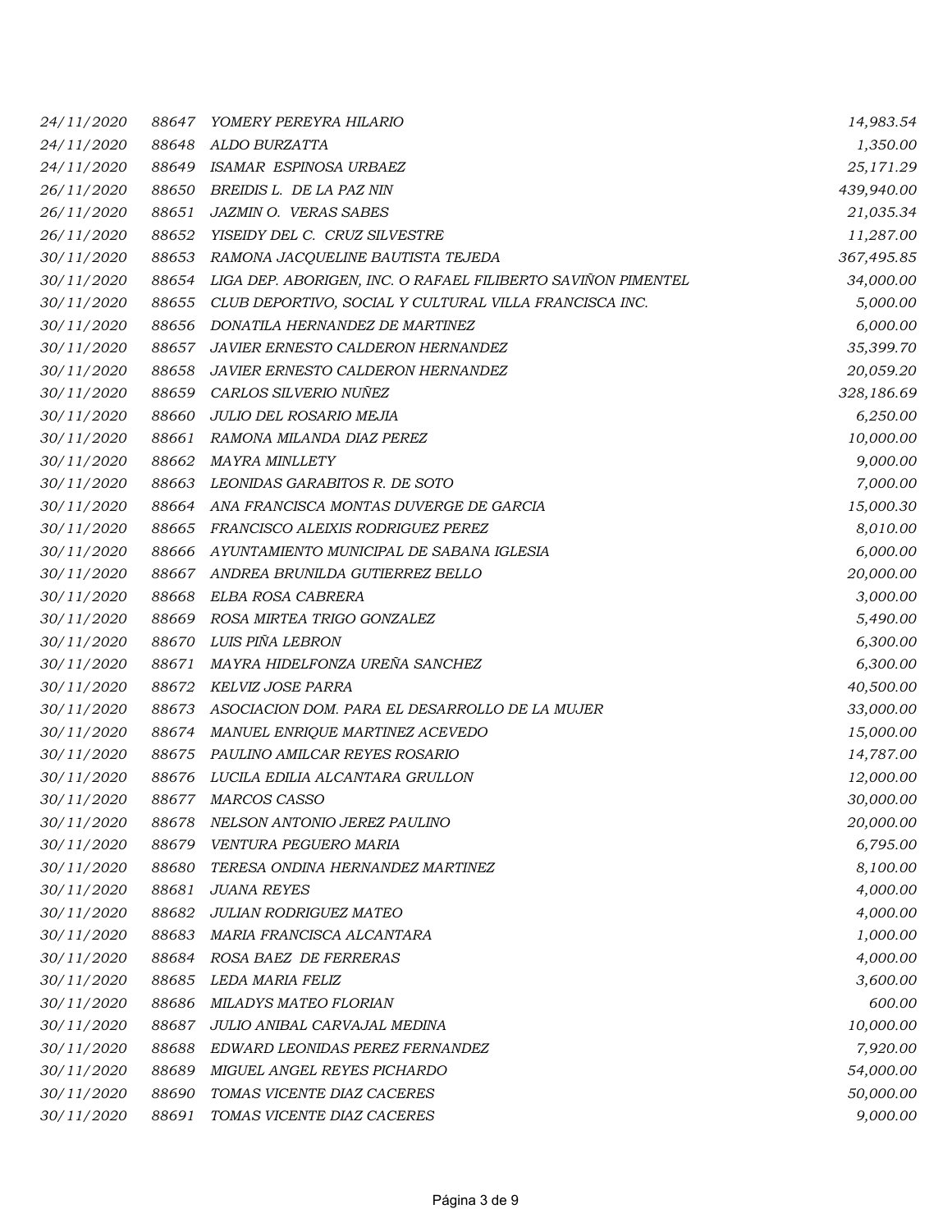| | | | |
|---|---|---|---|
| *24/11/2020* | *88647* | *YOMERY PEREYRA HILARIO* | *14,983.54* |
| *24/11/2020* | *88648* | *ALDO BURZATTA* | *1,350.00* |
| *24/11/2020* | *88649* | *ISAMAR ESPINOSA URBAEZ* | *25,171.29* |
| *26/11/2020* | *88650* | *BREIDIS L. DE LA PAZ NIN* | *439,940.00* |
| *26/11/2020* | *88651* | *JAZMIN O. VERAS SABES* | *21,035.34* |
| *26/11/2020* | *88652* | *YISEIDY DEL C. CRUZ SILVESTRE* | *11,287.00* |
| *30/11/2020* | *88653* | *RAMONA JACQUELINE BAUTISTA TEJEDA* | *367,495.85* |
| *30/11/2020* | *88654* | *LIGA DEP. ABORIGEN, INC. O RAFAEL FILIBERTO SAVIÑON PIMENTEL* | *34,000.00* |
| *30/11/2020* | *88655* | *CLUB DEPORTIVO, SOCIAL Y CULTURAL VILLA FRANCISCA INC.* | *5,000.00* |
| *30/11/2020* | *88656* | *DONATILA HERNANDEZ DE MARTINEZ* | *6,000.00* |
| *30/11/2020* | *88657* | *JAVIER ERNESTO CALDERON HERNANDEZ* | *35,399.70* |
| *30/11/2020* | *88658* | *JAVIER ERNESTO CALDERON HERNANDEZ* | *20,059.20* |
| *30/11/2020* | *88659* | *CARLOS SILVERIO NUÑEZ* | *328,186.69* |
| *30/11/2020* | *88660* | *JULIO DEL ROSARIO MEJIA* | *6,250.00* |
| *30/11/2020* | *88661* | *RAMONA MILANDA DIAZ PEREZ* | *10,000.00* |
| *30/11/2020* | *88662* | *MAYRA MINLLETY* | *9,000.00* |
| *30/11/2020* | *88663* | *LEONIDAS GARABITOS R. DE SOTO* | *7,000.00* |
| *30/11/2020* | *88664* | *ANA FRANCISCA MONTAS DUVERGE DE GARCIA* | *15,000.30* |
| *30/11/2020* | *88665* | *FRANCISCO ALEIXIS RODRIGUEZ PEREZ* | *8,010.00* |
| *30/11/2020* | *88666* | *AYUNTAMIENTO MUNICIPAL DE SABANA IGLESIA* | *6,000.00* |
| *30/11/2020* | *88667* | *ANDREA BRUNILDA GUTIERREZ BELLO* | *20,000.00* |
| *30/11/2020* | *88668* | *ELBA ROSA CABRERA* | *3,000.00* |
| *30/11/2020* | *88669* | *ROSA MIRTEA TRIGO GONZALEZ* | *5,490.00* |
| *30/11/2020* | *88670* | *LUIS PIÑA LEBRON* | *6,300.00* |
| *30/11/2020* | *88671* | *MAYRA HIDELFONZA UREÑA SANCHEZ* | *6,300.00* |
| *30/11/2020* | *88672* | *KELVIZ JOSE PARRA* | *40,500.00* |
| *30/11/2020* | *88673* | *ASOCIACION DOM. PARA EL DESARROLLO DE LA MUJER* | *33,000.00* |
| *30/11/2020* | *88674* | *MANUEL ENRIQUE MARTINEZ ACEVEDO* | *15,000.00* |
| *30/11/2020* | *88675* | *PAULINO AMILCAR REYES ROSARIO* | *14,787.00* |
| *30/11/2020* | *88676* | *LUCILA EDILIA ALCANTARA GRULLON* | *12,000.00* |
| *30/11/2020* | *88677* | *MARCOS CASSO* | *30,000.00* |
| *30/11/2020* | *88678* | *NELSON ANTONIO JEREZ PAULINO* | *20,000.00* |
| *30/11/2020* | *88679* | *VENTURA PEGUERO MARIA* | *6,795.00* |
| *30/11/2020* | *88680* | *TERESA ONDINA HERNANDEZ MARTINEZ* | *8,100.00* |
| *30/11/2020* | *88681* | *JUANA REYES* | *4,000.00* |
| *30/11/2020* | *88682* | *JULIAN RODRIGUEZ MATEO* | *4,000.00* |
| *30/11/2020* | *88683* | *MARIA FRANCISCA ALCANTARA* | *1,000.00* |
| *30/11/2020* | *88684* | *ROSA BAEZ DE FERRERAS* | *4,000.00* |
| *30/11/2020* | *88685* | *LEDA MARIA FELIZ* | *3,600.00* |
| *30/11/2020* | *88686* | *MILADYS MATEO FLORIAN* | *600.00* |
| *30/11/2020* | *88687* | *JULIO ANIBAL CARVAJAL MEDINA* | *10,000.00* |
| *30/11/2020* | *88688* | *EDWARD LEONIDAS PEREZ FERNANDEZ* | *7,920.00* |
| *30/11/2020* | *88689* | *MIGUEL ANGEL REYES PICHARDO* | *54,000.00* |
| *30/11/2020* | *88690* | *TOMAS VICENTE DIAZ CACERES* | *50,000.00* |
| *30/11/2020* | *88691* | *TOMAS VICENTE DIAZ CACERES* | *9,000.00* |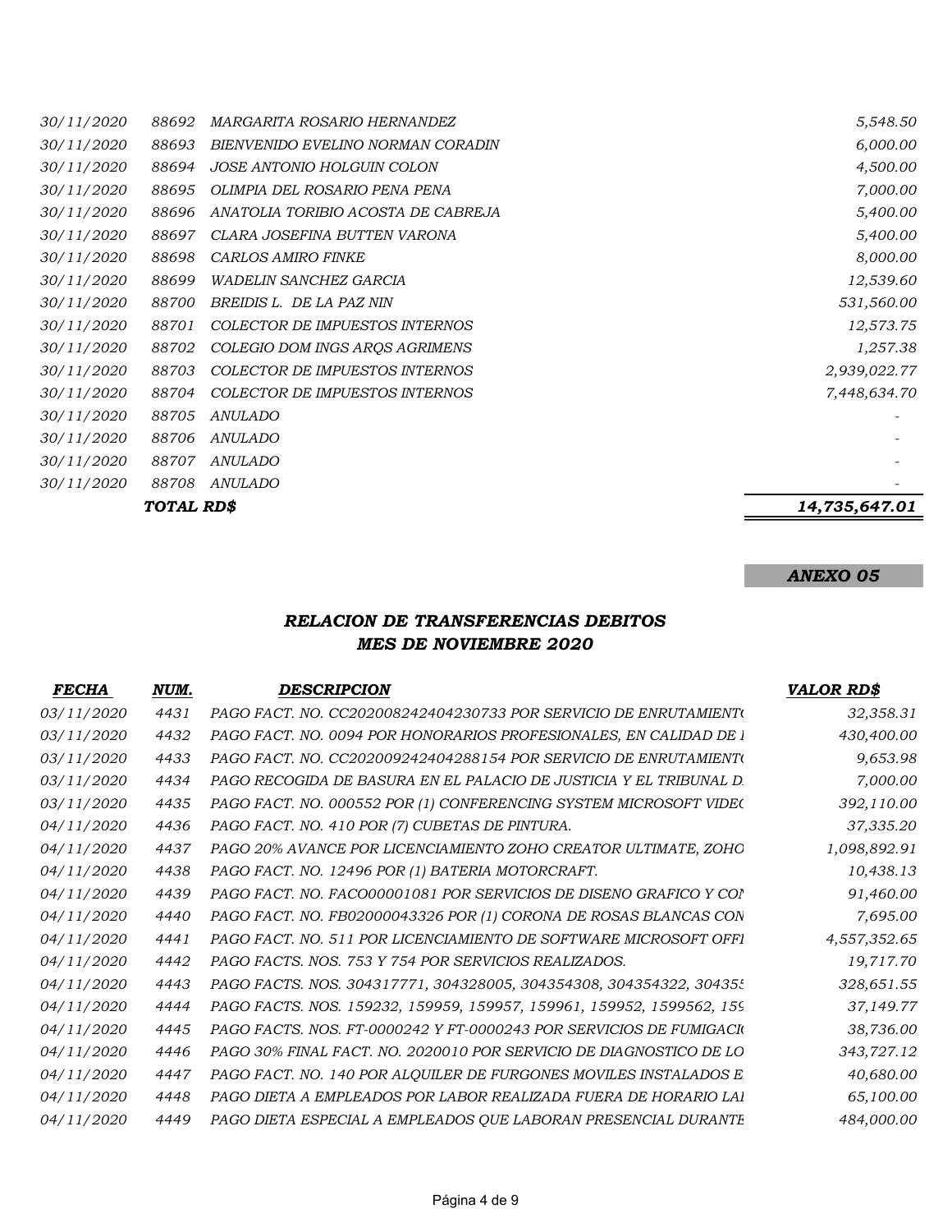| | | | |
|---|---|---|---|
| *30/11/2020* | *88692* | *MARGARITA ROSARIO HERNANDEZ* | *5,548.50* |
| *30/11/2020* | *88693* | *BIENVENIDO EVELINO NORMAN CORADIN* | *6,000.00* |
| *30/11/2020* | *88694* | *JOSE ANTONIO HOLGUIN COLON* | *4,500.00* |
| *30/11/2020* | *88695* | *OLIMPIA DEL ROSARIO PENA PENA* | *7,000.00* |
| *30/11/2020* | *88696* | *ANATOLIA TORIBIO ACOSTA DE CABREJA* | *5,400.00* |
| *30/11/2020* | *88697* | *CLARA JOSEFINA BUTTEN VARONA* | *5,400.00* |
| *30/11/2020* | *88698* | *CARLOS AMIRO FINKE* | *8,000.00* |
| *30/11/2020* | *88699* | *WADELIN SANCHEZ GARCIA* | *12,539.60* |
| *30/11/2020* | *88700* | *BREIDIS L. DE LA PAZ NIN* | *531,560.00* |
| *30/11/2020* | *88701* | *COLECTOR DE IMPUESTOS INTERNOS* | *12,573.75* |
| *30/11/2020* | *88702* | *COLEGIO DOM INGS ARQS AGRIMENS* | *1,257.38* |
| *30/11/2020* | *88703* | *COLECTOR DE IMPUESTOS INTERNOS* | *2,939,022.77* |
| *30/11/2020* | *88704* | *COLECTOR DE IMPUESTOS INTERNOS* | *7,448,634.70* |
| *30/11/2020* | *88705* | *ANULADO* | - |
| *30/11/2020* | *88706* | *ANULADO* | - |
| *30/11/2020* | *88707* | *ANULADO* | - |
| *30/11/2020* | *88708* | *ANULADO* | - |
| | ***TOTAL RD$*** | | ***14,735,647.01*** |

***ANEXO 05***

## *RELACION DE TRANSFERENCIAS DEBITOS*
## *MES DE NOVIEMBRE 2020*

| *FECHA* | *NUM.* | *DESCRIPCION* | *VALOR RD$* |
|---|---|---|---|
| *03/11/2020* | *4431* | *PAGO FACT. NO. CC202008242404230733 POR SERVICIO DE ENRUTAMIENT(* | *32,358.31* |
| *03/11/2020* | *4432* | *PAGO FACT. NO. 0094 POR HONORARIOS PROFESIONALES, EN CALIDAD DE I* | *430,400.00* |
| *03/11/2020* | *4433* | *PAGO FACT. NO. CC202009242404288154 POR SERVICIO DE ENRUTAMIENT(* | *9,653.98* |
| *03/11/2020* | *4434* | *PAGO RECOGIDA DE BASURA EN EL PALACIO DE JUSTICIA Y EL TRIBUNAL D.* | *7,000.00* |
| *03/11/2020* | *4435* | *PAGO FACT. NO. 000552 POR (1) CONFERENCING SYSTEM MICROSOFT VIDE(* | *392,110.00* |
| *04/11/2020* | *4436* | *PAGO FACT. NO. 410 POR (7) CUBETAS DE PINTURA.* | *37,335.20* |
| *04/11/2020* | *4437* | *PAGO 20% AVANCE POR LICENCIAMIENTO ZOHO CREATOR ULTIMATE, ZOHO* | *1,098,892.91* |
| *04/11/2020* | *4438* | *PAGO FACT. NO. 12496 POR (1) BATERIA MOTORCRAFT.* | *10,438.13* |
| *04/11/2020* | *4439* | *PAGO FACT. NO. FACO00001081 POR SERVICIOS DE DISENO GRAFICO Y CON* | *91,460.00* |
| *04/11/2020* | *4440* | *PAGO FACT. NO. FB02000043326 POR (1) CORONA DE ROSAS BLANCAS CON* | *7,695.00* |
| *04/11/2020* | *4441* | *PAGO FACT. NO. 511 POR LICENCIAMIENTO DE SOFTWARE MICROSOFT OFFI* | *4,557,352.65* |
| *04/11/2020* | *4442* | *PAGO FACTS. NOS. 753 Y 754 POR SERVICIOS REALIZADOS.* | *19,717.70* |
| *04/11/2020* | *4443* | *PAGO FACTS. NOS. 304317771, 304328005, 304354308, 304354322, 30435* | *328,651.55* |
| *04/11/2020* | *4444* | *PAGO FACTS. NOS. 159232, 159959, 159957, 159961, 159952, 1599562, 159* | *37,149.77* |
| *04/11/2020* | *4445* | *PAGO FACTS. NOS. FT-0000242 Y FT-0000243 POR SERVICIOS DE FUMIGACI(* | *38,736.00* |
| *04/11/2020* | *4446* | *PAGO 30% FINAL FACT. NO. 2020010 POR SERVICIO DE DIAGNOSTICO DE LO* | *343,727.12* |
| *04/11/2020* | *4447* | *PAGO FACT. NO. 140 POR ALQUILER DE FURGONES MOVILES INSTALADOS E* | *40,680.00* |
| *04/11/2020* | *4448* | *PAGO DIETA A EMPLEADOS POR LABOR REALIZADA FUERA DE HORARIO LAI* | *65,100.00* |
| *04/11/2020* | *4449* | *PAGO DIETA ESPECIAL A EMPLEADOS QUE LABORAN PRESENCIAL DURANTE* | *484,000.00* |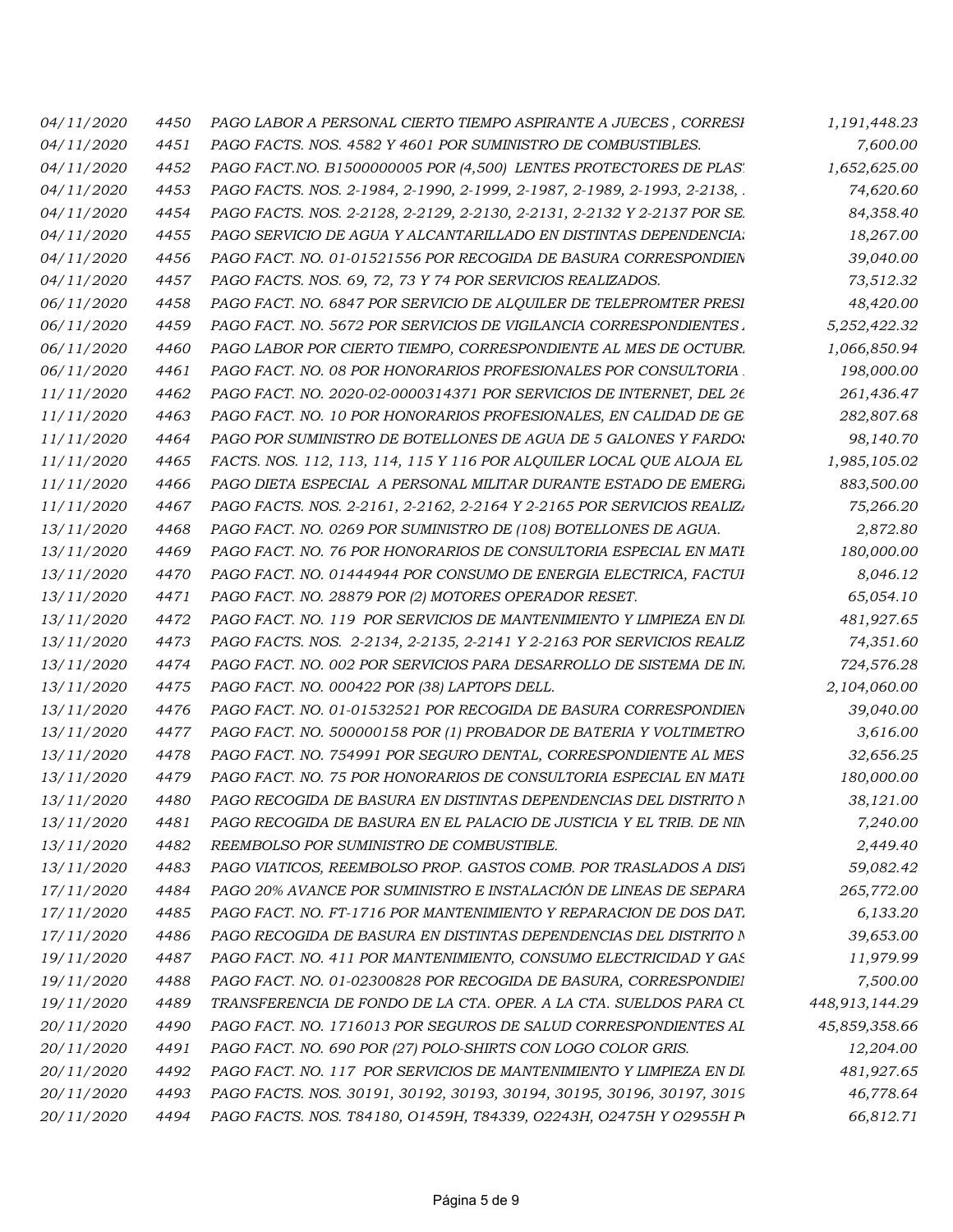| | | | |
|---|---|---|---|
| *04/11/2020* | *4450* | *PAGO LABOR A PERSONAL CIERTO TIEMPO ASPIRANTE A JUECES , CORRESI* | *1,191,448.23* |
| *04/11/2020* | *4451* | *PAGO FACTS. NOS. 4582 Y 4601 POR SUMINISTRO DE COMBUSTIBLES.* | *7,600.00* |
| *04/11/2020* | *4452* | *PAGO FACT.NO. B1500000005 POR (4,500) LENTES PROTECTORES DE PLAS* | *1,652,625.00* |
| *04/11/2020* | *4453* | *PAGO FACTS. NOS. 2-1984, 2-1990, 2-1999, 2-1987, 2-1989, 2-1993, 2-2138,* | *74,620.60* |
| *04/11/2020* | *4454* | *PAGO FACTS. NOS. 2-2128, 2-2129, 2-2130, 2-2131, 2-2132 Y 2-2137 POR SE* | *84,358.40* |
| *04/11/2020* | *4455* | *PAGO SERVICIO DE AGUA Y ALCANTARILLADO EN DISTINTAS DEPENDENCIAS* | *18,267.00* |
| *04/11/2020* | *4456* | *PAGO FACT. NO. 01-01521556 POR RECOGIDA DE BASURA CORRESPONDIEN* | *39,040.00* |
| *04/11/2020* | *4457* | *PAGO FACTS. NOS. 69, 72, 73 Y 74 POR SERVICIOS REALIZADOS.* | *73,512.32* |
| *06/11/2020* | *4458* | *PAGO FACT. NO. 6847 POR SERVICIO DE ALQUILER DE TELEPROMTER PRESI* | *48,420.00* |
| *06/11/2020* | *4459* | *PAGO FACT. NO. 5672 POR SERVICIOS DE VIGILANCIA CORRESPONDIENTES* | *5,252,422.32* |
| *06/11/2020* | *4460* | *PAGO LABOR POR CIERTO TIEMPO, CORRESPONDIENTE AL MES DE OCTUBR* | *1,066,850.94* |
| *06/11/2020* | *4461* | *PAGO FACT. NO. 08 POR HONORARIOS PROFESIONALES POR CONSULTORIA* | *198,000.00* |
| *11/11/2020* | *4462* | *PAGO FACT. NO. 2020-02-0000314371 POR SERVICIOS DE INTERNET, DEL 26* | *261,436.47* |
| *11/11/2020* | *4463* | *PAGO FACT. NO. 10 POR HONORARIOS PROFESIONALES, EN CALIDAD DE GE* | *282,807.68* |
| *11/11/2020* | *4464* | *PAGO POR SUMINISTRO DE BOTELLONES DE AGUA DE 5 GALONES Y FARDOS* | *98,140.70* |
| *11/11/2020* | *4465* | *FACTS. NOS. 112, 113, 114, 115 Y 116 POR ALQUILER LOCAL QUE ALOJA EL* | *1,985,105.02* |
| *11/11/2020* | *4466* | *PAGO DIETA ESPECIAL A PERSONAL MILITAR DURANTE ESTADO DE EMERG* | *883,500.00* |
| *11/11/2020* | *4467* | *PAGO FACTS. NOS. 2-2161, 2-2162, 2-2164 Y 2-2165 POR SERVICIOS REALIZ* | *75,266.20* |
| *13/11/2020* | *4468* | *PAGO FACT. NO. 0269 POR SUMINISTRO DE (108) BOTELLONES DE AGUA.* | *2,872.80* |
| *13/11/2020* | *4469* | *PAGO FACT. NO. 76 POR HONORARIOS DE CONSULTORIA ESPECIAL EN MATI* | *180,000.00* |
| *13/11/2020* | *4470* | *PAGO FACT. NO. 01444944 POR CONSUMO DE ENERGIA ELECTRICA, FACTUI* | *8,046.12* |
| *13/11/2020* | *4471* | *PAGO FACT. NO. 28879 POR (2) MOTORES OPERADOR RESET.* | *65,054.10* |
| *13/11/2020* | *4472* | *PAGO FACT. NO. 119 POR SERVICIOS DE MANTENIMIENTO Y LIMPIEZA EN DI* | *481,927.65* |
| *13/11/2020* | *4473* | *PAGO FACTS. NOS. 2-2134, 2-2135, 2-2141 Y 2-2163 POR SERVICIOS REALIZ* | *74,351.60* |
| *13/11/2020* | *4474* | *PAGO FACT. NO. 002 POR SERVICIOS PARA DESARROLLO DE SISTEMA DE IN* | *724,576.28* |
| *13/11/2020* | *4475* | *PAGO FACT. NO. 000422 POR (38) LAPTOPS DELL.* | *2,104,060.00* |
| *13/11/2020* | *4476* | *PAGO FACT. NO. 01-01532521 POR RECOGIDA DE BASURA CORRESPONDIEN* | *39,040.00* |
| *13/11/2020* | *4477* | *PAGO FACT. NO. 500000158 POR (1) PROBADOR DE BATERIA Y VOLTIMETRO* | *3,616.00* |
| *13/11/2020* | *4478* | *PAGO FACT. NO. 754991 POR SEGURO DENTAL, CORRESPONDIENTE AL MES* | *32,656.25* |
| *13/11/2020* | *4479* | *PAGO FACT. NO. 75 POR HONORARIOS DE CONSULTORIA ESPECIAL EN MATI* | *180,000.00* |
| *13/11/2020* | *4480* | *PAGO RECOGIDA DE BASURA EN DISTINTAS DEPENDENCIAS DEL DISTRITO N* | *38,121.00* |
| *13/11/2020* | *4481* | *PAGO RECOGIDA DE BASURA EN EL PALACIO DE JUSTICIA Y EL TRIB. DE NIN* | *7,240.00* |
| *13/11/2020* | *4482* | *REEMBOLSO POR SUMINISTRO DE COMBUSTIBLE.* | *2,449.40* |
| *13/11/2020* | *4483* | *PAGO VIATICOS, REEMBOLSO PROP. GASTOS COMB. POR TRASLADOS A DIST* | *59,082.42* |
| *17/11/2020* | *4484* | *PAGO 20% AVANCE POR SUMINISTRO E INSTALACIÓN DE LINEAS DE SEPARA* | *265,772.00* |
| *17/11/2020* | *4485* | *PAGO FACT. NO. FT-1716 POR MANTENIMIENTO Y REPARACION DE DOS DAT* | *6,133.20* |
| *17/11/2020* | *4486* | *PAGO RECOGIDA DE BASURA EN DISTINTAS DEPENDENCIAS DEL DISTRITO N* | *39,653.00* |
| *19/11/2020* | *4487* | *PAGO FACT. NO. 411 POR MANTENIMIENTO, CONSUMO ELECTRICIDAD Y GAS* | *11,979.99* |
| *19/11/2020* | *4488* | *PAGO FACT. NO. 01-02300828 POR RECOGIDA DE BASURA, CORRESPONDIE* | *7,500.00* |
| *19/11/2020* | *4489* | *TRANSFERENCIA DE FONDO DE LA CTA. OPER. A LA CTA. SUELDOS PARA CU* | *448,913,144.29* |
| *20/11/2020* | *4490* | *PAGO FACT. NO. 1716013 POR SEGUROS DE SALUD CORRESPONDIENTES AL* | *45,859,358.66* |
| *20/11/2020* | *4491* | *PAGO FACT. NO. 690 POR (27) POLO-SHIRTS CON LOGO COLOR GRIS.* | *12,204.00* |
| *20/11/2020* | *4492* | *PAGO FACT. NO. 117 POR SERVICIOS DE MANTENIMIENTO Y LIMPIEZA EN DI* | *481,927.65* |
| *20/11/2020* | *4493* | *PAGO FACTS. NOS. 30191, 30192, 30193, 30194, 30195, 30196, 30197, 3019* | *46,778.64* |
| *20/11/2020* | *4494* | *PAGO FACTS. NOS. T84180, O1459H, T84339, O2243H, O2475H Y O2955H P* | *66,812.71* |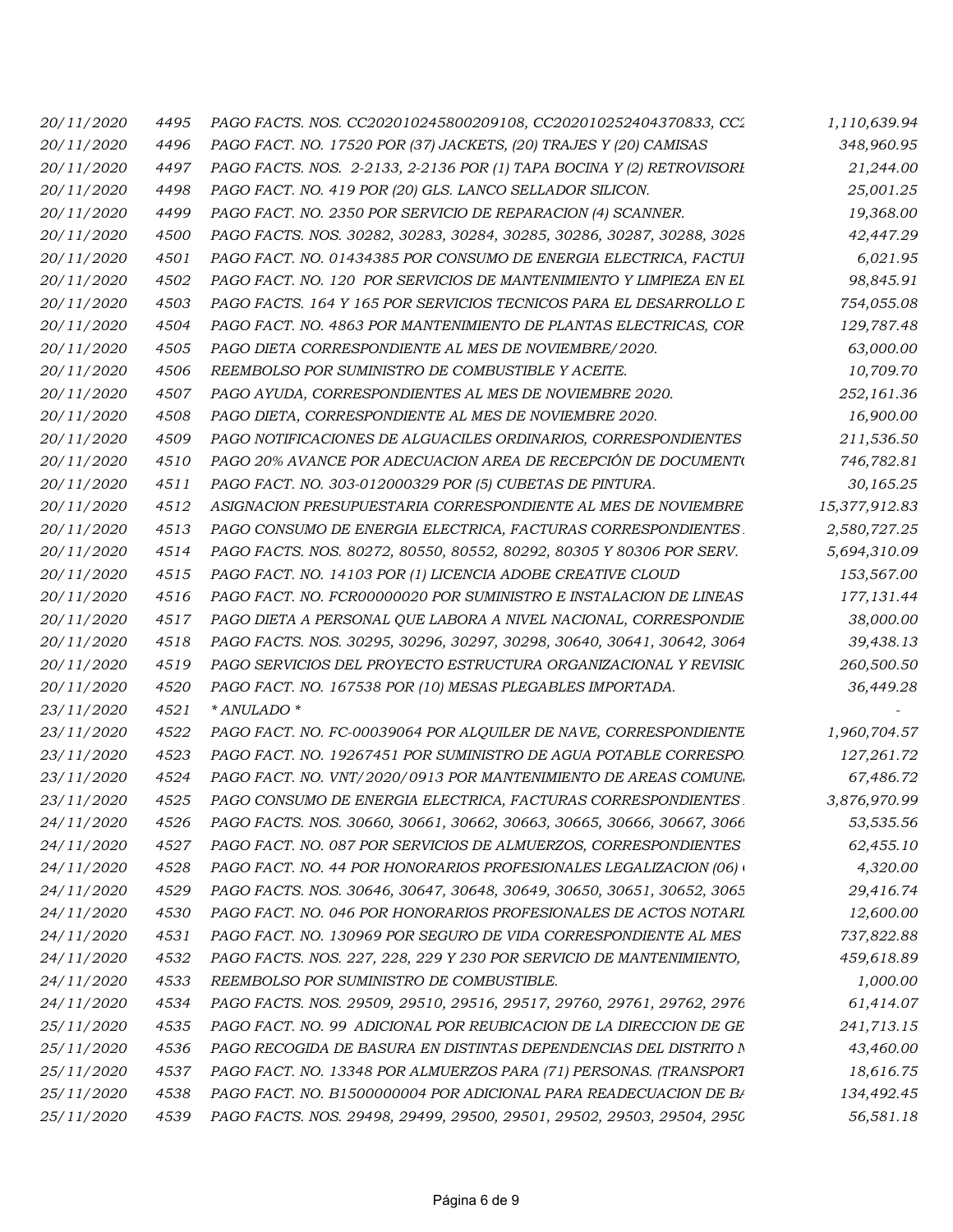| | | | |
|---|---|---|---|
| *20/11/2020* | *4495* | *PAGO FACTS. NOS. CC202010245800209108, CC202010252404370833, CC2* | *1,110,639.94* |
| *20/11/2020* | *4496* | *PAGO FACT. NO. 17520 POR (37) JACKETS, (20) TRAJES Y (20) CAMISAS* | *348,960.95* |
| *20/11/2020* | *4497* | *PAGO FACTS. NOS. 2-2133, 2-2136 POR (1) TAPA BOCINA Y (2) RETROVISORI* | *21,244.00* |
| *20/11/2020* | *4498* | *PAGO FACT. NO. 419 POR (20) GLS. LANCO SELLADOR SILICON.* | *25,001.25* |
| *20/11/2020* | *4499* | *PAGO FACT. NO. 2350 POR SERVICIO DE REPARACION (4) SCANNER.* | *19,368.00* |
| *20/11/2020* | *4500* | *PAGO FACTS. NOS. 30282, 30283, 30284, 30285, 30286, 30287, 30288, 3028* | *42,447.29* |
| *20/11/2020* | *4501* | *PAGO FACT. NO. 01434385 POR CONSUMO DE ENERGIA ELECTRICA, FACTUI* | *6,021.95* |
| *20/11/2020* | *4502* | *PAGO FACT. NO. 120 POR SERVICIOS DE MANTENIMIENTO Y LIMPIEZA EN EI* | *98,845.91* |
| *20/11/2020* | *4503* | *PAGO FACTS. 164 Y 165 POR SERVICIOS TECNICOS PARA EL DESARROLLO D* | *754,055.08* |
| *20/11/2020* | *4504* | *PAGO FACT. NO. 4863 POR MANTENIMIENTO DE PLANTAS ELECTRICAS, COR* | *129,787.48* |
| *20/11/2020* | *4505* | *PAGO DIETA CORRESPONDIENTE AL MES DE NOVIEMBRE/2020.* | *63,000.00* |
| *20/11/2020* | *4506* | *REEMBOLSO POR SUMINISTRO DE COMBUSTIBLE Y ACEITE.* | *10,709.70* |
| *20/11/2020* | *4507* | *PAGO AYUDA, CORRESPONDIENTES AL MES DE NOVIEMBRE 2020.* | *252,161.36* |
| *20/11/2020* | *4508* | *PAGO DIETA, CORRESPONDIENTE AL MES DE NOVIEMBRE 2020.* | *16,900.00* |
| *20/11/2020* | *4509* | *PAGO NOTIFICACIONES DE ALGUACILES ORDINARIOS, CORRESPONDIENTES* | *211,536.50* |
| *20/11/2020* | *4510* | *PAGO 20% AVANCE POR ADECUACION AREA DE RECEPCIÓN DE DOCUMENTO* | *746,782.81* |
| *20/11/2020* | *4511* | *PAGO FACT. NO. 303-012000329 POR (5) CUBETAS DE PINTURA.* | *30,165.25* |
| *20/11/2020* | *4512* | *ASIGNACION PRESUPUESTARIA CORRESPONDIENTE AL MES DE NOVIEMBRE* | *15,377,912.83* |
| *20/11/2020* | *4513* | *PAGO CONSUMO DE ENERGIA ELECTRICA, FACTURAS CORRESPONDIENTES* | *2,580,727.25* |
| *20/11/2020* | *4514* | *PAGO FACTS. NOS. 80272, 80550, 80552, 80292, 80305 Y 80306 POR SERV.* | *5,694,310.09* |
| *20/11/2020* | *4515* | *PAGO FACT. NO. 14103 POR (1) LICENCIA ADOBE CREATIVE CLOUD* | *153,567.00* |
| *20/11/2020* | *4516* | *PAGO FACT. NO. FCR00000020 POR SUMINISTRO E INSTALACION DE LINEAS* | *177,131.44* |
| *20/11/2020* | *4517* | *PAGO DIETA A PERSONAL QUE LABORA A NIVEL NACIONAL, CORRESPONDIE* | *38,000.00* |
| *20/11/2020* | *4518* | *PAGO FACTS. NOS. 30295, 30296, 30297, 30298, 30640, 30641, 30642, 3064* | *39,438.13* |
| *20/11/2020* | *4519* | *PAGO SERVICIOS DEL PROYECTO ESTRUCTURA ORGANIZACIONAL Y REVISIC* | *260,500.50* |
| *20/11/2020* | *4520* | *PAGO FACT. NO. 167538 POR (10) MESAS PLEGABLES IMPORTADA.* | *36,449.28* |
| *23/11/2020* | *4521* | ** ANULADO ** | - |
| *23/11/2020* | *4522* | *PAGO FACT. NO. FC-00039064 POR ALQUILER DE NAVE, CORRESPONDIENTE* | *1,960,704.57* |
| *23/11/2020* | *4523* | *PAGO FACT. NO. 19267451 POR SUMINISTRO DE AGUA POTABLE CORRESPO* | *127,261.72* |
| *23/11/2020* | *4524* | *PAGO FACT. NO. VNT/2020/0913 POR MANTENIMIENTO DE AREAS COMUNE* | *67,486.72* |
| *23/11/2020* | *4525* | *PAGO CONSUMO DE ENERGIA ELECTRICA, FACTURAS CORRESPONDIENTES* | *3,876,970.99* |
| *24/11/2020* | *4526* | *PAGO FACTS. NOS. 30660, 30661, 30662, 30663, 30665, 30666, 30667, 3066* | *53,535.56* |
| *24/11/2020* | *4527* | *PAGO FACT. NO. 087 POR SERVICIOS DE ALMUERZOS, CORRESPONDIENTES* | *62,455.10* |
| *24/11/2020* | *4528* | *PAGO FACT. NO. 44 POR HONORARIOS PROFESIONALES LEGALIZACION (06)* | *4,320.00* |
| *24/11/2020* | *4529* | *PAGO FACTS. NOS. 30646, 30647, 30648, 30649, 30650, 30651, 30652, 3065* | *29,416.74* |
| *24/11/2020* | *4530* | *PAGO FACT. NO. 046 POR HONORARIOS PROFESIONALES DE ACTOS NOTARI* | *12,600.00* |
| *24/11/2020* | *4531* | *PAGO FACT. NO. 130969 POR SEGURO DE VIDA CORRESPONDIENTE AL MES* | *737,822.88* |
| *24/11/2020* | *4532* | *PAGO FACTS. NOS. 227, 228, 229 Y 230 POR SERVICIO DE MANTENIMIENTO,* | *459,618.89* |
| *24/11/2020* | *4533* | *REEMBOLSO POR SUMINISTRO DE COMBUSTIBLE.* | *1,000.00* |
| *24/11/2020* | *4534* | *PAGO FACTS. NOS. 29509, 29510, 29516, 29517, 29760, 29761, 29762, 2976* | *61,414.07* |
| *25/11/2020* | *4535* | *PAGO FACT. NO. 99 ADICIONAL POR REUBICACION DE LA DIRECCION DE GE* | *241,713.15* |
| *25/11/2020* | *4536* | *PAGO RECOGIDA DE BASURA EN DISTINTAS DEPENDENCIAS DEL DISTRITO N* | *43,460.00* |
| *25/11/2020* | *4537* | *PAGO FACT. NO. 13348 POR ALMUERZOS PARA (71) PERSONAS. (TRANSPORT* | *18,616.75* |
| *25/11/2020* | *4538* | *PAGO FACT. NO. B1500000004 POR ADICIONAL PARA READECUACION DE BA* | *134,492.45* |
| *25/11/2020* | *4539* | *PAGO FACTS. NOS. 29498, 29499, 29500, 29501, 29502, 29503, 29504, 2950* | *56,581.18* |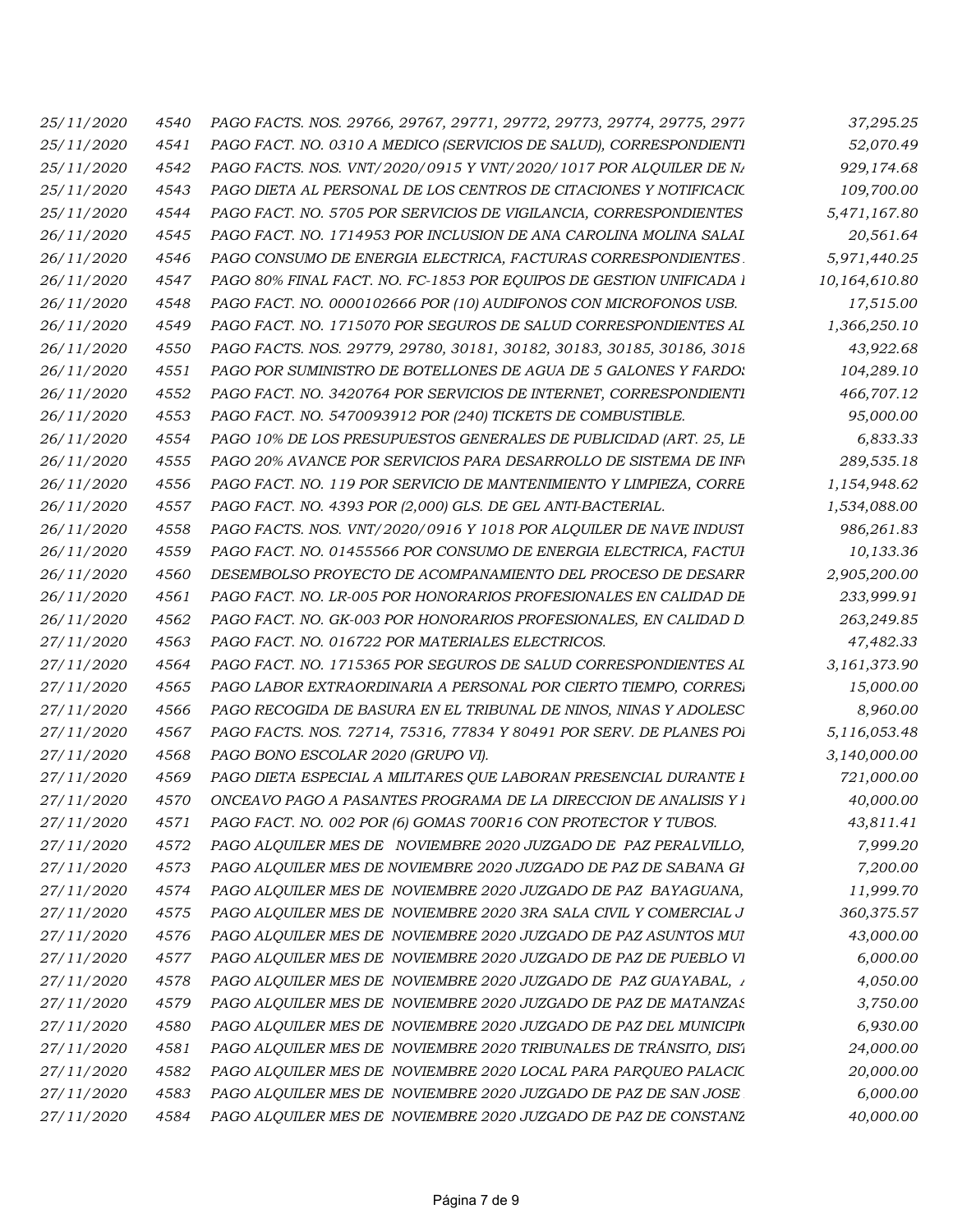| | | | |
|---|---|---|---|
| 25/11/2020 | 4540 | PAGO FACTS. NOS. 29766, 29767, 29771, 29772, 29773, 29774, 29775, 2977 | 37,295.25 |
| 25/11/2020 | 4541 | PAGO FACT. NO. 0310 A MEDICO (SERVICIOS DE SALUD), CORRESPONDIENTI | 52,070.49 |
| 25/11/2020 | 4542 | PAGO FACTS. NOS. VNT/2020/0915 Y VNT/2020/1017 POR ALQUILER DE N | 929,174.68 |
| 25/11/2020 | 4543 | PAGO DIETA AL PERSONAL DE LOS CENTROS DE CITACIONES Y NOTIFICACIO | 109,700.00 |
| 25/11/2020 | 4544 | PAGO FACT. NO. 5705 POR SERVICIOS DE VIGILANCIA, CORRESPONDIENTES | 5,471,167.80 |
| 26/11/2020 | 4545 | PAGO FACT. NO. 1714953 POR INCLUSION DE ANA CAROLINA MOLINA SALAI | 20,561.64 |
| 26/11/2020 | 4546 | PAGO CONSUMO DE ENERGIA ELECTRICA, FACTURAS CORRESPONDIENTES | 5,971,440.25 |
| 26/11/2020 | 4547 | PAGO 80% FINAL FACT. NO. FC-1853 POR EQUIPOS DE GESTION UNIFICADA I | 10,164,610.80 |
| 26/11/2020 | 4548 | PAGO FACT. NO. 0000102666 POR (10) AUDIFONOS CON MICROFONOS USB. | 17,515.00 |
| 26/11/2020 | 4549 | PAGO FACT. NO. 1715070 POR SEGUROS DE SALUD CORRESPONDIENTES AL | 1,366,250.10 |
| 26/11/2020 | 4550 | PAGO FACTS. NOS. 29779, 29780, 30181, 30182, 30183, 30185, 30186, 3018 | 43,922.68 |
| 26/11/2020 | 4551 | PAGO POR SUMINISTRO DE BOTELLONES DE AGUA DE 5 GALONES Y FARDOS | 104,289.10 |
| 26/11/2020 | 4552 | PAGO FACT. NO. 3420764 POR SERVICIOS DE INTERNET, CORRESPONDIENTI | 466,707.12 |
| 26/11/2020 | 4553 | PAGO FACT. NO. 5470093912 POR (240) TICKETS DE COMBUSTIBLE. | 95,000.00 |
| 26/11/2020 | 4554 | PAGO 10% DE LOS PRESUPUESTOS GENERALES DE PUBLICIDAD (ART. 25, LE | 6,833.33 |
| 26/11/2020 | 4555 | PAGO 20% AVANCE POR SERVICIOS PARA DESARROLLO DE SISTEMA DE INF | 289,535.18 |
| 26/11/2020 | 4556 | PAGO FACT. NO. 119 POR SERVICIO DE MANTENIMIENTO Y LIMPIEZA, CORRE | 1,154,948.62 |
| 26/11/2020 | 4557 | PAGO FACT. NO. 4393 POR (2,000) GLS. DE GEL ANTI-BACTERIAL. | 1,534,088.00 |
| 26/11/2020 | 4558 | PAGO FACTS. NOS. VNT/2020/0916 Y 1018 POR ALQUILER DE NAVE INDUST | 986,261.83 |
| 26/11/2020 | 4559 | PAGO FACT. NO. 01455566 POR CONSUMO DE ENERGIA ELECTRICA, FACTUI | 10,133.36 |
| 26/11/2020 | 4560 | DESEMBOLSO PROYECTO DE ACOMPANAMIENTO DEL PROCESO DE DESARR | 2,905,200.00 |
| 26/11/2020 | 4561 | PAGO FACT. NO. LR-005 POR HONORARIOS PROFESIONALES EN CALIDAD DE | 233,999.91 |
| 26/11/2020 | 4562 | PAGO FACT. NO. GK-003 POR HONORARIOS PROFESIONALES, EN CALIDAD D | 263,249.85 |
| 27/11/2020 | 4563 | PAGO FACT. NO. 016722 POR MATERIALES ELECTRICOS. | 47,482.33 |
| 27/11/2020 | 4564 | PAGO FACT. NO. 1715365 POR SEGUROS DE SALUD CORRESPONDIENTES AL | 3,161,373.90 |
| 27/11/2020 | 4565 | PAGO LABOR EXTRAORDINARIA A PERSONAL POR CIERTO TIEMPO, CORRESI | 15,000.00 |
| 27/11/2020 | 4566 | PAGO RECOGIDA DE BASURA EN EL TRIBUNAL DE NINOS, NINAS Y ADOLESC | 8,960.00 |
| 27/11/2020 | 4567 | PAGO FACTS. NOS. 72714, 75316, 77834 Y 80491 POR SERV. DE PLANES POI | 5,116,053.48 |
| 27/11/2020 | 4568 | PAGO BONO ESCOLAR 2020 (GRUPO VI). | 3,140,000.00 |
| 27/11/2020 | 4569 | PAGO DIETA ESPECIAL A MILITARES QUE LABORAN PRESENCIAL DURANTE I | 721,000.00 |
| 27/11/2020 | 4570 | ONCEAVO PAGO A PASANTES PROGRAMA DE LA DIRECCION DE ANALISIS Y I | 40,000.00 |
| 27/11/2020 | 4571 | PAGO FACT. NO. 002 POR (6) GOMAS 700R16 CON PROTECTOR Y TUBOS. | 43,811.41 |
| 27/11/2020 | 4572 | PAGO ALQUILER MES DE NOVIEMBRE 2020 JUZGADO DE PAZ PERALVILLO, | 7,999.20 |
| 27/11/2020 | 4573 | PAGO ALQUILER MES DE NOVIEMBRE 2020 JUZGADO DE PAZ DE SABANA GI | 7,200.00 |
| 27/11/2020 | 4574 | PAGO ALQUILER MES DE NOVIEMBRE 2020 JUZGADO DE PAZ BAYAGUANA, | 11,999.70 |
| 27/11/2020 | 4575 | PAGO ALQUILER MES DE NOVIEMBRE 2020 3RA SALA CIVIL Y COMERCIAL J | 360,375.57 |
| 27/11/2020 | 4576 | PAGO ALQUILER MES DE NOVIEMBRE 2020 JUZGADO DE PAZ ASUNTOS MUI | 43,000.00 |
| 27/11/2020 | 4577 | PAGO ALQUILER MES DE NOVIEMBRE 2020 JUZGADO DE PAZ DE PUEBLO VI | 6,000.00 |
| 27/11/2020 | 4578 | PAGO ALQUILER MES DE NOVIEMBRE 2020 JUZGADO DE PAZ GUAYABAL, | 4,050.00 |
| 27/11/2020 | 4579 | PAGO ALQUILER MES DE NOVIEMBRE 2020 JUZGADO DE PAZ DE MATANZAS | 3,750.00 |
| 27/11/2020 | 4580 | PAGO ALQUILER MES DE NOVIEMBRE 2020 JUZGADO DE PAZ DEL MUNICIPIO | 6,930.00 |
| 27/11/2020 | 4581 | PAGO ALQUILER MES DE NOVIEMBRE 2020 TRIBUNALES DE TRÁNSITO, DIST | 24,000.00 |
| 27/11/2020 | 4582 | PAGO ALQUILER MES DE NOVIEMBRE 2020 LOCAL PARA PARQUEO PALACIO | 20,000.00 |
| 27/11/2020 | 4583 | PAGO ALQUILER MES DE NOVIEMBRE 2020 JUZGADO DE PAZ DE SAN JOSE | 6,000.00 |
| 27/11/2020 | 4584 | PAGO ALQUILER MES DE NOVIEMBRE 2020 JUZGADO DE PAZ DE CONSTANZ | 40,000.00 |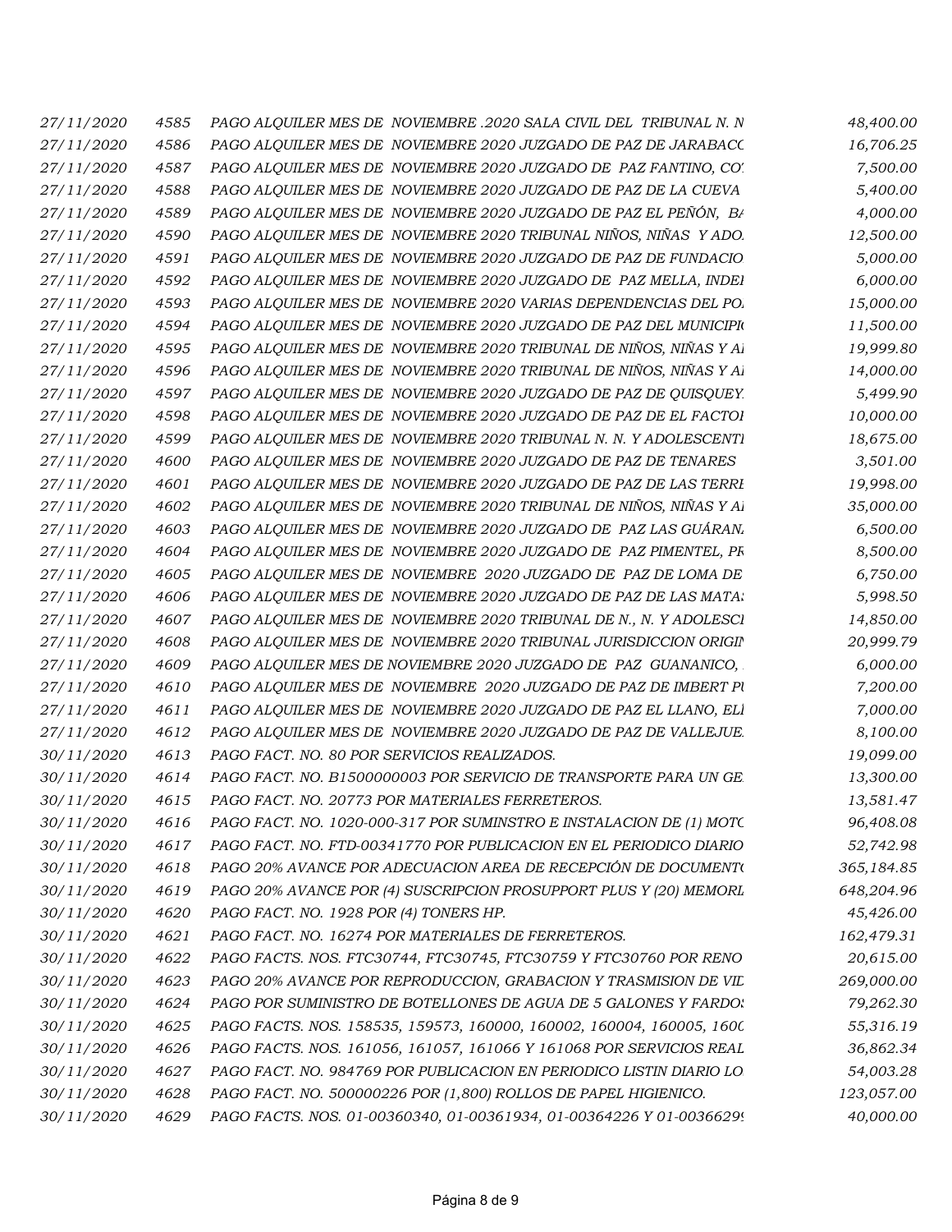| | | | |
|---|---|---|---|
| *27/11/2020* | *4585* | *PAGO ALQUILER MES DE NOVIEMBRE .2020 SALA CIVIL DEL TRIBUNAL N. N* | *48,400.00* |
| *27/11/2020* | *4586* | *PAGO ALQUILER MES DE NOVIEMBRE 2020 JUZGADO DE PAZ DE JARABACO* | *16,706.25* |
| *27/11/2020* | *4587* | *PAGO ALQUILER MES DE NOVIEMBRE 2020 JUZGADO DE PAZ FANTINO, CO* | *7,500.00* |
| *27/11/2020* | *4588* | *PAGO ALQUILER MES DE NOVIEMBRE 2020 JUZGADO DE PAZ DE LA CUEVA* | *5,400.00* |
| *27/11/2020* | *4589* | *PAGO ALQUILER MES DE NOVIEMBRE 2020 JUZGADO DE PAZ EL PEÑÓN, BA* | *4,000.00* |
| *27/11/2020* | *4590* | *PAGO ALQUILER MES DE NOVIEMBRE 2020 TRIBUNAL NIÑOS, NIÑAS Y ADO.* | *12,500.00* |
| *27/11/2020* | *4591* | *PAGO ALQUILER MES DE NOVIEMBRE 2020 JUZGADO DE PAZ DE FUNDACIO* | *5,000.00* |
| *27/11/2020* | *4592* | *PAGO ALQUILER MES DE NOVIEMBRE 2020 JUZGADO DE PAZ MELLA, INDE* | *6,000.00* |
| *27/11/2020* | *4593* | *PAGO ALQUILER MES DE NOVIEMBRE 2020 VARIAS DEPENDENCIAS DEL PO.* | *15,000.00* |
| *27/11/2020* | *4594* | *PAGO ALQUILER MES DE NOVIEMBRE 2020 JUZGADO DE PAZ DEL MUNICIPIO* | *11,500.00* |
| *27/11/2020* | *4595* | *PAGO ALQUILER MES DE NOVIEMBRE 2020 TRIBUNAL DE NIÑOS, NIÑAS Y A* | *19,999.80* |
| *27/11/2020* | *4596* | *PAGO ALQUILER MES DE NOVIEMBRE 2020 TRIBUNAL DE NIÑOS, NIÑAS Y A* | *14,000.00* |
| *27/11/2020* | *4597* | *PAGO ALQUILER MES DE NOVIEMBRE 2020 JUZGADO DE PAZ DE QUISQUEY.* | *5,499.90* |
| *27/11/2020* | *4598* | *PAGO ALQUILER MES DE NOVIEMBRE 2020 JUZGADO DE PAZ DE EL FACTOI* | *10,000.00* |
| *27/11/2020* | *4599* | *PAGO ALQUILER MES DE NOVIEMBRE 2020 TRIBUNAL N. N. Y ADOLESCENTI* | *18,675.00* |
| *27/11/2020* | *4600* | *PAGO ALQUILER MES DE NOVIEMBRE 2020 JUZGADO DE PAZ DE TENARES* | *3,501.00* |
| *27/11/2020* | *4601* | *PAGO ALQUILER MES DE NOVIEMBRE 2020 JUZGADO DE PAZ DE LAS TERRI* | *19,998.00* |
| *27/11/2020* | *4602* | *PAGO ALQUILER MES DE NOVIEMBRE 2020 TRIBUNAL DE NIÑOS, NIÑAS Y A* | *35,000.00* |
| *27/11/2020* | *4603* | *PAGO ALQUILER MES DE NOVIEMBRE 2020 JUZGADO DE PAZ LAS GUÁRAN.* | *6,500.00* |
| *27/11/2020* | *4604* | *PAGO ALQUILER MES DE NOVIEMBRE 2020 JUZGADO DE PAZ PIMENTEL, PF* | *8,500.00* |
| *27/11/2020* | *4605* | *PAGO ALQUILER MES DE NOVIEMBRE 2020 JUZGADO DE PAZ DE LOMA DE* | *6,750.00* |
| *27/11/2020* | *4606* | *PAGO ALQUILER MES DE NOVIEMBRE 2020 JUZGADO DE PAZ DE LAS MATA:* | *5,998.50* |
| *27/11/2020* | *4607* | *PAGO ALQUILER MES DE NOVIEMBRE 2020 TRIBUNAL DE N., N. Y ADOLESCI* | *14,850.00* |
| *27/11/2020* | *4608* | *PAGO ALQUILER MES DE NOVIEMBRE 2020 TRIBUNAL JURISDICCION ORIGIN* | *20,999.79* |
| *27/11/2020* | *4609* | *PAGO ALQUILER MES DE NOVIEMBRE 2020 JUZGADO DE PAZ GUANANICO,* | *6,000.00* |
| *27/11/2020* | *4610* | *PAGO ALQUILER MES DE NOVIEMBRE 2020 JUZGADO DE PAZ DE IMBERT PU* | *7,200.00* |
| *27/11/2020* | *4611* | *PAGO ALQUILER MES DE NOVIEMBRE 2020 JUZGADO DE PAZ EL LLANO, ELI* | *7,000.00* |
| *27/11/2020* | *4612* | *PAGO ALQUILER MES DE NOVIEMBRE 2020 JUZGADO DE PAZ DE VALLEJUE.* | *8,100.00* |
| *30/11/2020* | *4613* | *PAGO FACT. NO. 80 POR SERVICIOS REALIZADOS.* | *19,099.00* |
| *30/11/2020* | *4614* | *PAGO FACT. NO. B1500000003 POR SERVICIO DE TRANSPORTE PARA UN GE.* | *13,300.00* |
| *30/11/2020* | *4615* | *PAGO FACT. NO. 20773 POR MATERIALES FERRETEROS.* | *13,581.47* |
| *30/11/2020* | *4616* | *PAGO FACT. NO. 1020-000-317 POR SUMINSTRO E INSTALACION DE (1) MOTO* | *96,408.08* |
| *30/11/2020* | *4617* | *PAGO FACT. NO. FTD-00341770 POR PUBLICACION EN EL PERIODICO DIARIO* | *52,742.98* |
| *30/11/2020* | *4618* | *PAGO 20% AVANCE POR ADECUACION AREA DE RECEPCIÓN DE DOCUMENTO* | *365,184.85* |
| *30/11/2020* | *4619* | *PAGO 20% AVANCE POR (4) SUSCRIPCION PROSUPPORT PLUS Y (20) MEMORI* | *648,204.96* |
| *30/11/2020* | *4620* | *PAGO FACT. NO. 1928 POR (4) TONERS HP.* | *45,426.00* |
| *30/11/2020* | *4621* | *PAGO FACT. NO. 16274 POR MATERIALES DE FERRETEROS.* | *162,479.31* |
| *30/11/2020* | *4622* | *PAGO FACTS. NOS. FTC30744, FTC30745, FTC30759 Y FTC30760 POR RENO* | *20,615.00* |
| *30/11/2020* | *4623* | *PAGO 20% AVANCE POR REPRODUCCION, GRABACION Y TRASMISION DE VID* | *269,000.00* |
| *30/11/2020* | *4624* | *PAGO POR SUMINISTRO DE BOTELLONES DE AGUA DE 5 GALONES Y FARDO:* | *79,262.30* |
| *30/11/2020* | *4625* | *PAGO FACTS. NOS. 158535, 159573, 160000, 160002, 160004, 160005, 1600* | *55,316.19* |
| *30/11/2020* | *4626* | *PAGO FACTS. NOS. 161056, 161057, 161066 Y 161068 POR SERVICIOS REAL* | *36,862.34* |
| *30/11/2020* | *4627* | *PAGO FACT. NO. 984769 POR PUBLICACION EN PERIODICO LISTIN DIARIO LO* | *54,003.28* |
| *30/11/2020* | *4628* | *PAGO FACT. NO. 500000226 POR (1,800) ROLLOS DE PAPEL HIGIENICO.* | *123,057.00* |
| *30/11/2020* | *4629* | *PAGO FACTS. NOS. 01-00360340, 01-00361934, 01-00364226 Y 01-0036629* | *40,000.00* |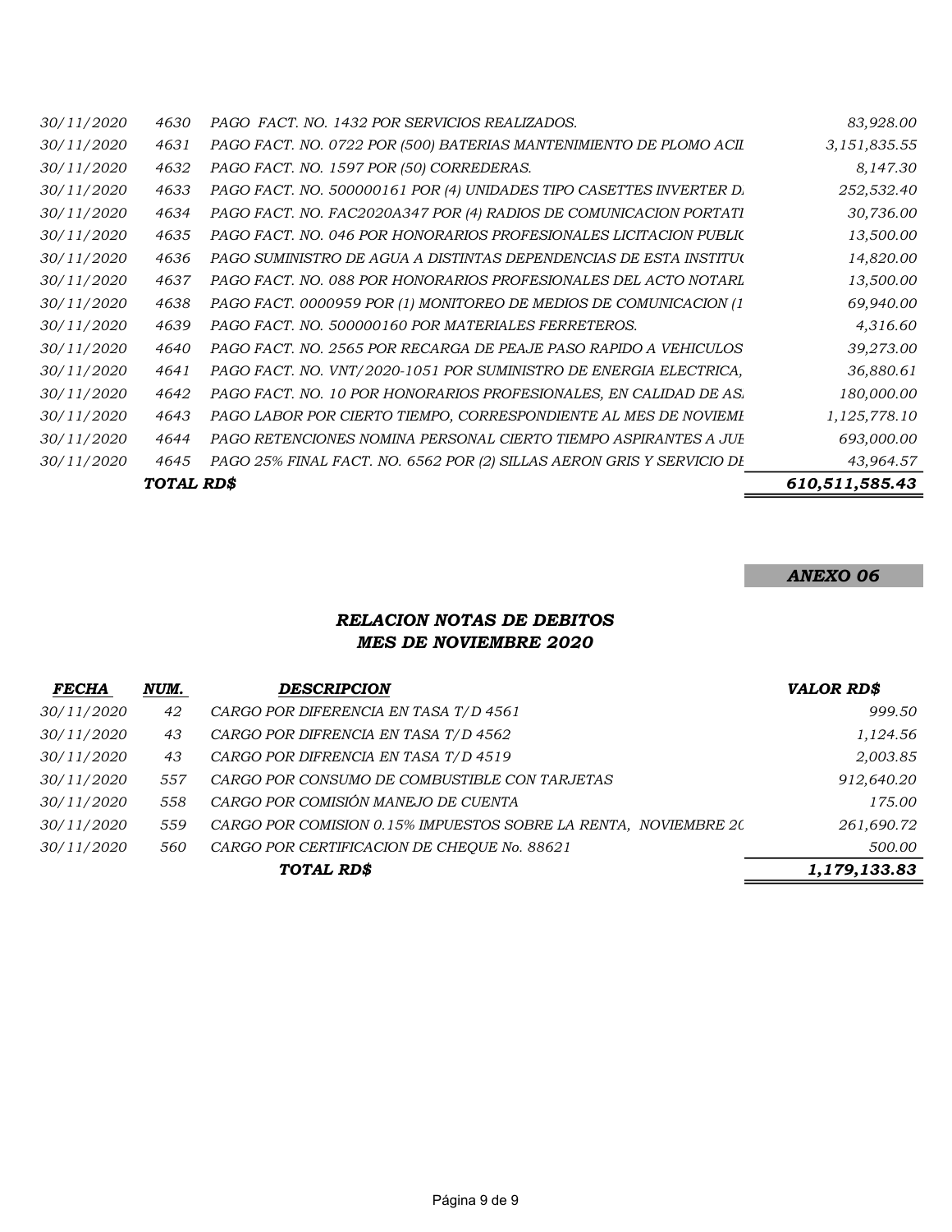| | | | |
|---|---|---|---|
| 30/11/2020 | 4630 | PAGO FACT. NO. 1432 POR SERVICIOS REALIZADOS. | 83,928.00 |
| 30/11/2020 | 4631 | PAGO FACT. NO. 0722 POR (500) BATERIAS MANTENIMIENTO DE PLOMO ACIL | 3,151,835.55 |
| 30/11/2020 | 4632 | PAGO FACT. NO. 1597 POR (50) CORREDERAS. | 8,147.30 |
| 30/11/2020 | 4633 | PAGO FACT. NO. 500000161 POR (4) UNIDADES TIPO CASETTES INVERTER D. | 252,532.40 |
| 30/11/2020 | 4634 | PAGO FACT. NO. FAC2020A347 POR (4) RADIOS DE COMUNICACION PORTATI | 30,736.00 |
| 30/11/2020 | 4635 | PAGO FACT. NO. 046 POR HONORARIOS PROFESIONALES LICITACION PUBLIC | 13,500.00 |
| 30/11/2020 | 4636 | PAGO SUMINISTRO DE AGUA A DISTINTAS DEPENDENCIAS DE ESTA INSTITUC | 14,820.00 |
| 30/11/2020 | 4637 | PAGO FACT. NO. 088 POR HONORARIOS PROFESIONALES DEL ACTO NOTARI | 13,500.00 |
| 30/11/2020 | 4638 | PAGO FACT. 0000959 POR (1) MONITOREO DE MEDIOS DE COMUNICACION (1 | 69,940.00 |
| 30/11/2020 | 4639 | PAGO FACT. NO. 500000160 POR MATERIALES FERRETEROS. | 4,316.60 |
| 30/11/2020 | 4640 | PAGO FACT. NO. 2565 POR RECARGA DE PEAJE PASO RAPIDO A VEHICULOS | 39,273.00 |
| 30/11/2020 | 4641 | PAGO FACT. NO. VNT/2020-1051 POR SUMINISTRO DE ENERGIA ELECTRICA, | 36,880.61 |
| 30/11/2020 | 4642 | PAGO FACT. NO. 10 POR HONORARIOS PROFESIONALES, EN CALIDAD DE AS. | 180,000.00 |
| 30/11/2020 | 4643 | PAGO LABOR POR CIERTO TIEMPO, CORRESPONDIENTE AL MES DE NOVIEMI | 1,125,778.10 |
| 30/11/2020 | 4644 | PAGO RETENCIONES NOMINA PERSONAL CIERTO TIEMPO ASPIRANTES A JUE | 693,000.00 |
| 30/11/2020 | 4645 | PAGO 25% FINAL FACT. NO. 6562 POR (2) SILLAS AERON GRIS Y SERVICIO DI | 43,964.57 |
| | ***TOTAL RD$*** | | ***610,511,585.43*** |

***ANEXO 06***

## *RELACION NOTAS DE DEBITOS*
## *MES DE NOVIEMBRE 2020*

| *FECHA* | *NUM.* | *DESCRIPCION* | *VALOR RD$* |
|---|---|---|---|
| 30/11/2020 | 42 | CARGO POR DIFERENCIA EN TASA T/D 4561 | 999.50 |
| 30/11/2020 | 43 | CARGO POR DIFRENCIA EN TASA T/D 4562 | 1,124.56 |
| 30/11/2020 | 43 | CARGO POR DIFRENCIA EN TASA T/D 4519 | 2,003.85 |
| 30/11/2020 | 557 | CARGO POR CONSUMO DE COMBUSTIBLE CON TARJETAS | 912,640.20 |
| 30/11/2020 | 558 | CARGO POR COMISIÓN MANEJO DE CUENTA | 175.00 |
| 30/11/2020 | 559 | CARGO POR COMISION 0.15% IMPUESTOS SOBRE LA RENTA, NOVIEMBRE 2( | 261,690.72 |
| 30/11/2020 | 560 | CARGO POR CERTIFICACION DE CHEQUE No. 88621 | 500.00 |
| | | ***TOTAL RD$*** | ***1,179,133.83*** |